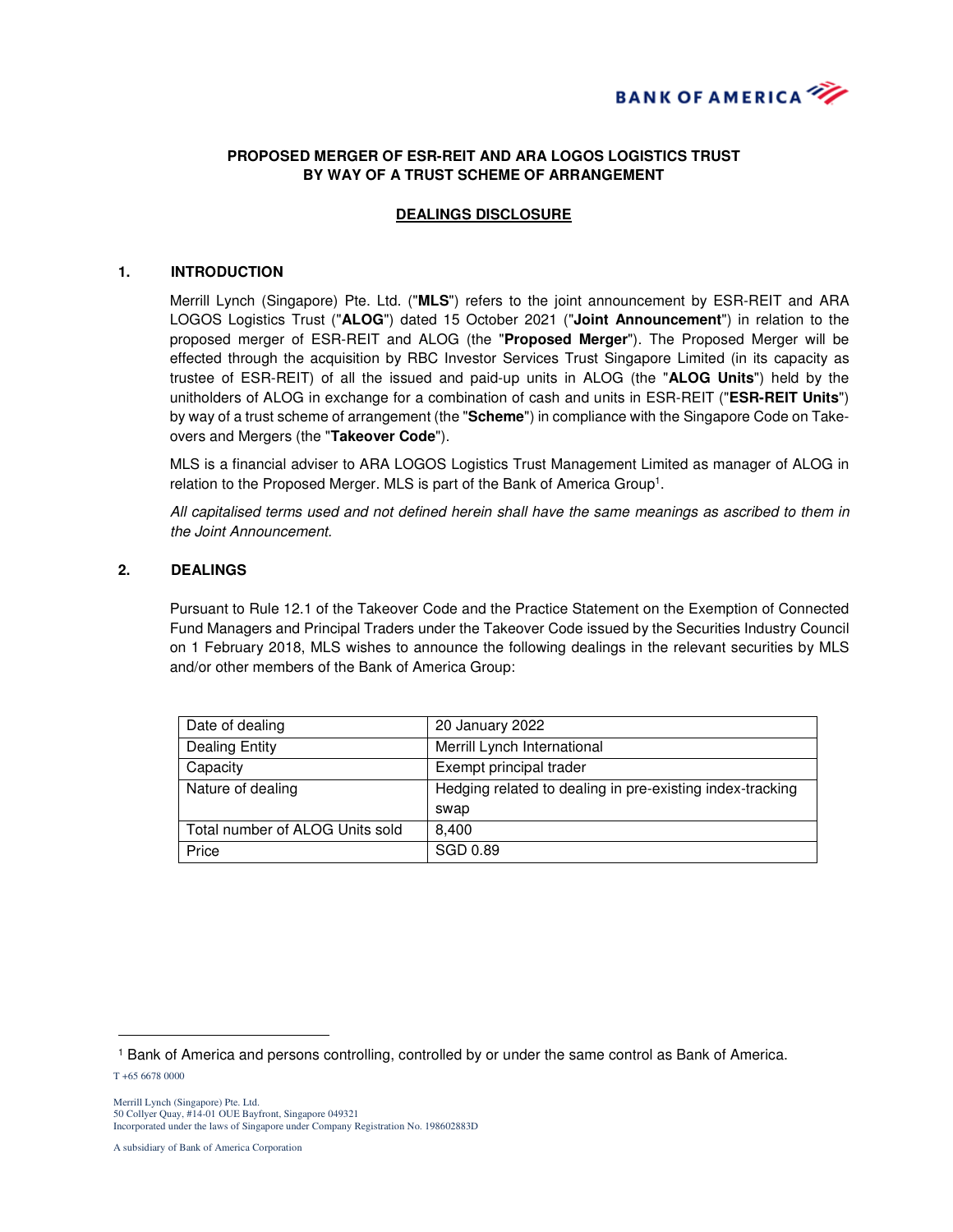**PROPOSED MERGER OF ESR-REIT AND ARA LOGOS LOGISTICS TRUST BY WAY OF A TRUST SCHEME OF ARRANGEMENT**

**DEALINGS DISCLOSURE**

## 1. INTRODUCTION

Merrill Lynch (Singapore) Pte. Ltd. ("**MLS**") refers to the joint announcement by ESR-REIT and ARA LOGOS Logistics Trust ("**ALOG**") dated 15 October 2021 ("**Joint Announcement**") in relation to the proposed merger of ESR-REIT and ALOG (the "**Proposed Merger**"). The Proposed Merger will be effected through the acquisition by RBC Investor Services Trust Singapore Limited (in its capacity as trustee of ESR-REIT) of all the issued and paid-up units in ALOG (the "**ALOG Units**") held by the unitholders of ALOG in exchange for a combination of cash and units in ESR-REIT ("**ESR-REIT Units**") by way of a trust scheme of arrangement (the "**Scheme**") in compliance with the Singapore Code on Take-overs and Mergers (the "**Takeover Code**").

MLS is a financial adviser to ARA LOGOS Logistics Trust Management Limited as manager of ALOG in relation to the Proposed Merger. MLS is part of the Bank of America Group[1].

*All capitalised terms used and not defined herein shall have the same meanings as ascribed to them in the Joint Announcement.*

## 2. DEALINGS

Pursuant to Rule 12.1 of the Takeover Code and the Practice Statement on the Exemption of Connected Fund Managers and Principal Traders under the Takeover Code issued by the Securities Industry Council on 1 February 2018, MLS wishes to announce the following dealings in the relevant securities by MLS and/or other members of the Bank of America Group:

| | |
|---|---|
| Date of dealing | 20 January 2022 |
| Dealing Entity | Merrill Lynch International |
| Capacity | Exempt principal trader |
| Nature of dealing | Hedging related to dealing in pre-existing index-tracking swap |
| Total number of ALOG Units sold | 8,400 |
| Price | SGD 0.89 |

[1] Bank of America and persons controlling, controlled by or under the same control as Bank of America.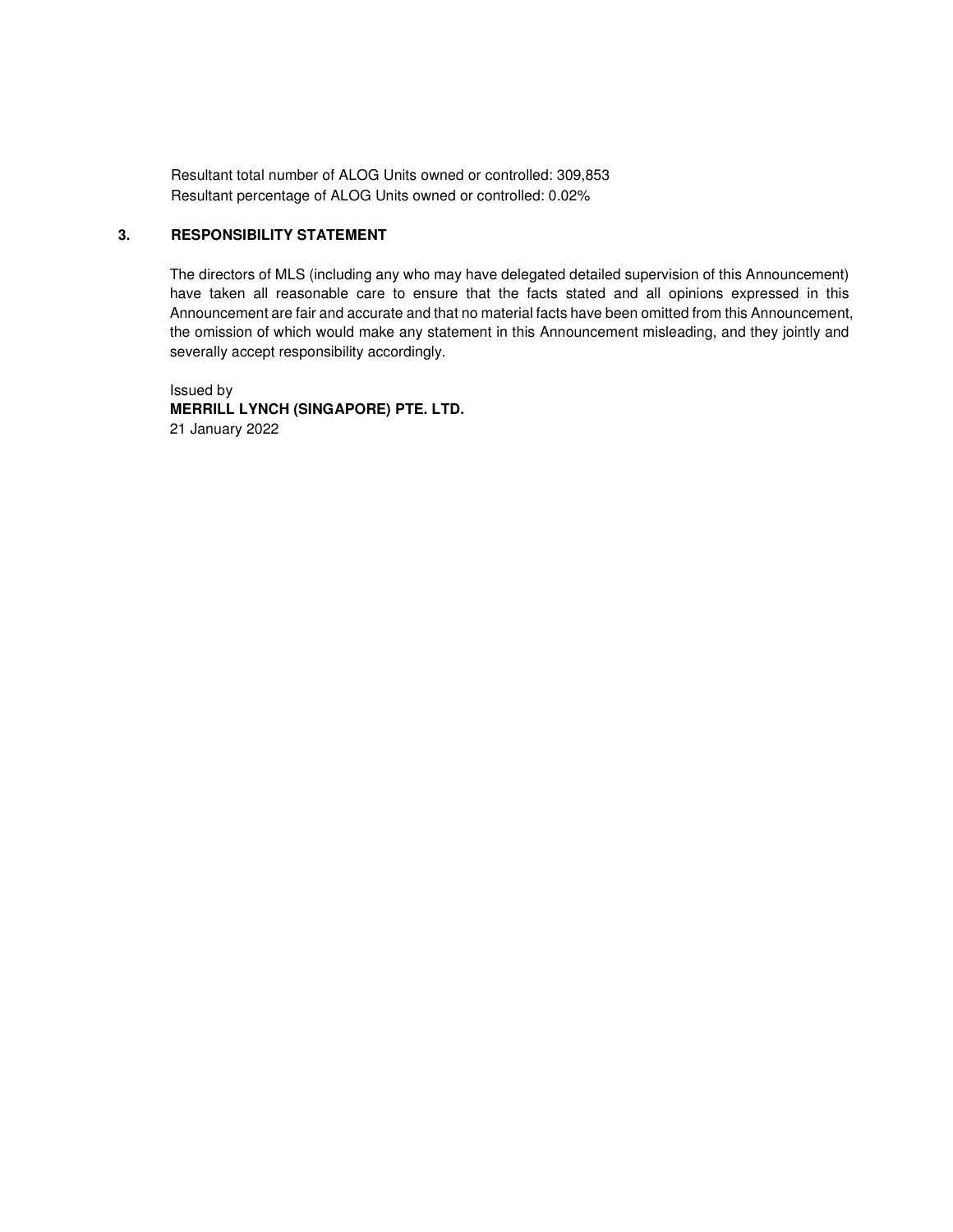Resultant total number of ALOG Units owned or controlled: 309,853
Resultant percentage of ALOG Units owned or controlled: 0.02%

## 3. RESPONSIBILITY STATEMENT

The directors of MLS (including any who may have delegated detailed supervision of this Announcement) have taken all reasonable care to ensure that the facts stated and all opinions expressed in this Announcement are fair and accurate and that no material facts have been omitted from this Announcement, the omission of which would make any statement in this Announcement misleading, and they jointly and severally accept responsibility accordingly.

Issued by
**MERRILL LYNCH (SINGAPORE) PTE. LTD.**
21 January 2022